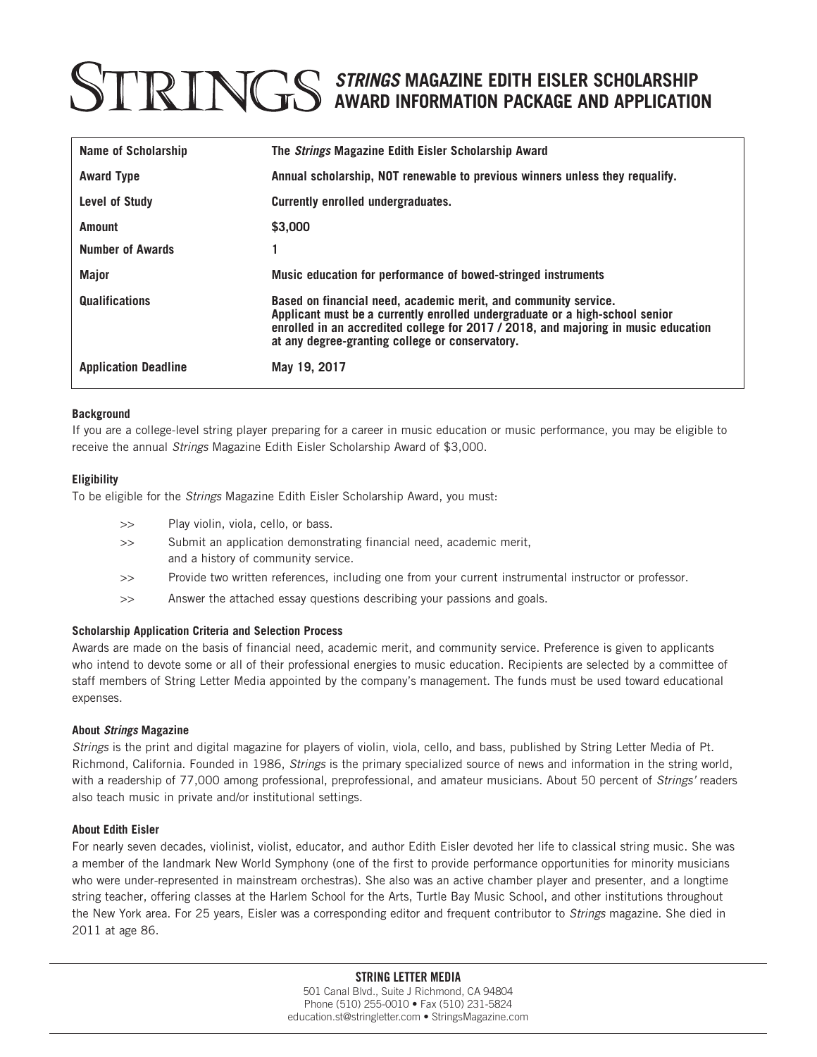# STRINGS *STRINGS* MAGAZINE EDITH EISLER SCHOLARSHIP AWARD INFORMATION PACKAGE AND APPLICATION

| Name of Scholarship | The *Strings* Magazine Edith Eisler Scholarship Award |
|---|---|
| Award Type | Annual scholarship, NOT renewable to previous winners unless they requalify. |
| Level of Study | Currently enrolled undergraduates. |
| Amount | $3,000 |
| Number of Awards | 1 |
| Major | Music education for performance of bowed-stringed instruments |
| Qualifications | Based on financial need, academic merit, and community service. Applicant must be a currently enrolled undergraduate or a high-school senior enrolled in an accredited college for 2017 / 2018, and majoring in music education at any degree-granting college or conservatory. |
| Application Deadline | May 19, 2017 |

**Background**

If you are a college-level string player preparing for a career in music education or music performance, you may be eligible to receive the annual *Strings* Magazine Edith Eisler Scholarship Award of $3,000.

**Eligibility**

To be eligible for the *Strings* Magazine Edith Eisler Scholarship Award, you must:

- Play violin, viola, cello, or bass.
- Submit an application demonstrating financial need, academic merit, and a history of community service.
- Provide two written references, including one from your current instrumental instructor or professor.
- Answer the attached essay questions describing your passions and goals.

**Scholarship Application Criteria and Selection Process**

Awards are made on the basis of financial need, academic merit, and community service. Preference is given to applicants who intend to devote some or all of their professional energies to music education. Recipients are selected by a committee of staff members of String Letter Media appointed by the company's management. The funds must be used toward educational expenses.

**About *Strings* Magazine**

*Strings* is the print and digital magazine for players of violin, viola, cello, and bass, published by String Letter Media of Pt. Richmond, California. Founded in 1986, *Strings* is the primary specialized source of news and information in the string world, with a readership of 77,000 among professional, preprofessional, and amateur musicians. About 50 percent of *Strings'* readers also teach music in private and/or institutional settings.

**About Edith Eisler**

For nearly seven decades, violinist, violist, educator, and author Edith Eisler devoted her life to classical string music. She was a member of the landmark New World Symphony (one of the first to provide performance opportunities for minority musicians who were under-represented in mainstream orchestras). She also was an active chamber player and presenter, and a longtime string teacher, offering classes at the Harlem School for the Arts, Turtle Bay Music School, and other institutions throughout the New York area. For 25 years, Eisler was a corresponding editor and frequent contributor to *Strings* magazine. She died in 2011 at age 86.

**STRING LETTER MEDIA**
501 Canal Blvd., Suite J Richmond, CA 94804
Phone (510) 255-0010 • Fax (510) 231-5824
education.st@stringletter.com • StringsMagazine.com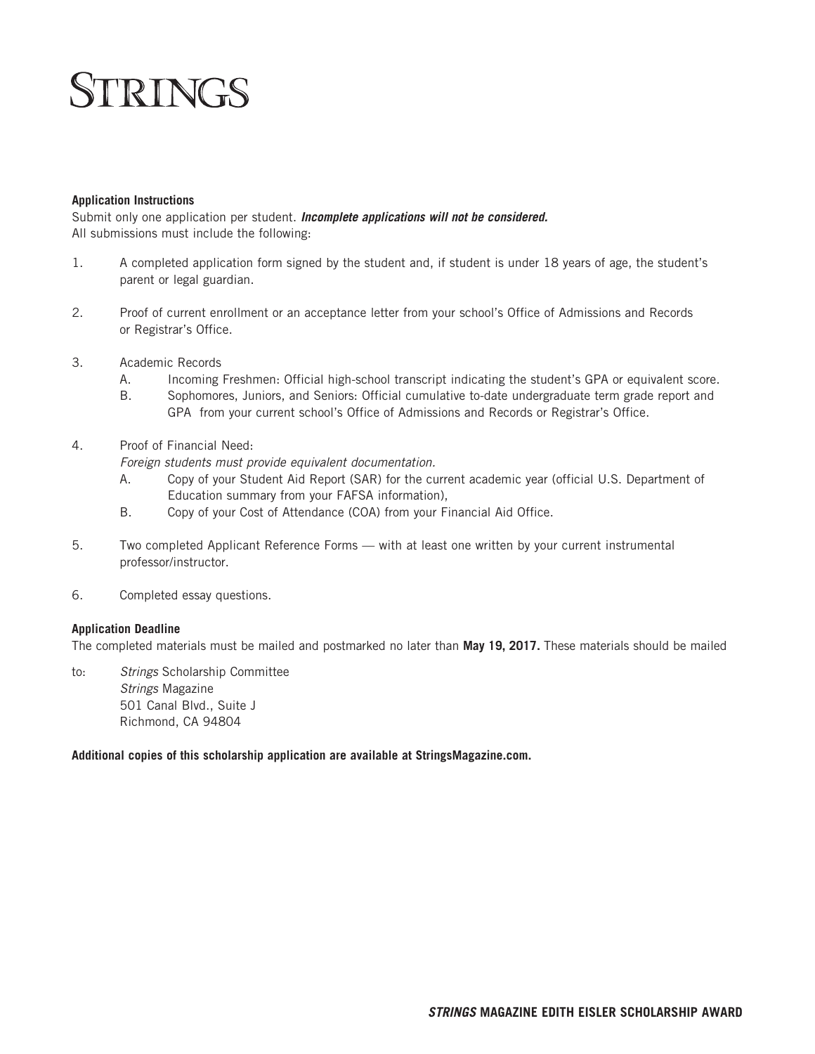# STRINGS

**Application Instructions**

Submit only one application per student. ***Incomplete applications will not be considered.***
All submissions must include the following:

1. A completed application form signed by the student and, if student is under 18 years of age, the student's parent or legal guardian.

2. Proof of current enrollment or an acceptance letter from your school's Office of Admissions and Records or Registrar's Office.

3. Academic Records
   - A. Incoming Freshmen: Official high-school transcript indicating the student's GPA or equivalent score.
   - B. Sophomores, Juniors, and Seniors: Official cumulative to-date undergraduate term grade report and GPA from your current school's Office of Admissions and Records or Registrar's Office.

4. Proof of Financial Need:
   *Foreign students must provide equivalent documentation.*
   - A. Copy of your Student Aid Report (SAR) for the current academic year (official U.S. Department of Education summary from your FAFSA information),
   - B. Copy of your Cost of Attendance (COA) from your Financial Aid Office.

5. Two completed Applicant Reference Forms — with at least one written by your current instrumental professor/instructor.

6. Completed essay questions.

**Application Deadline**

The completed materials must be mailed and postmarked no later than **May 19, 2017.** These materials should be mailed

to: *Strings* Scholarship Committee
*Strings* Magazine
501 Canal Blvd., Suite J
Richmond, CA 94804

**Additional copies of this scholarship application are available at StringsMagazine.com.**

***STRINGS* MAGAZINE EDITH EISLER SCHOLARSHIP AWARD**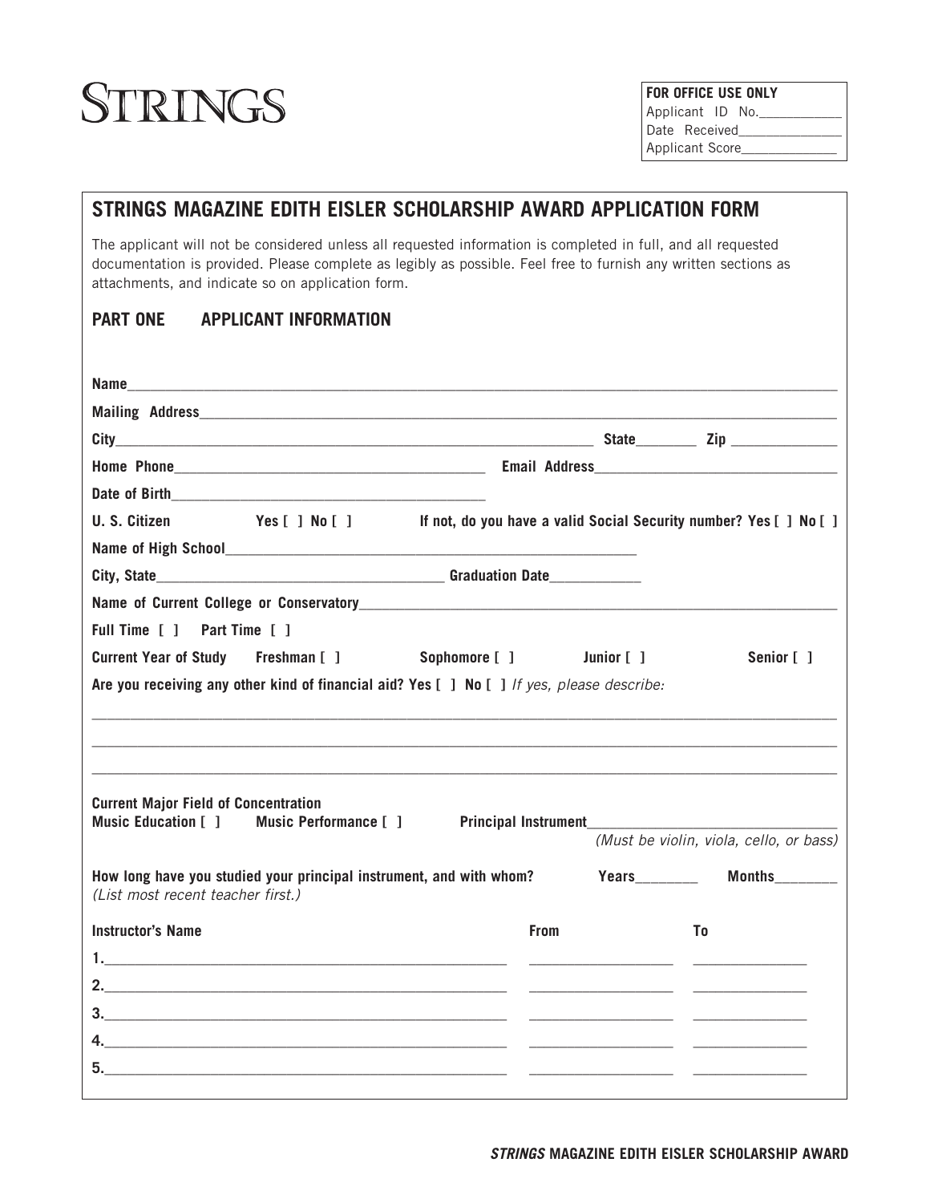# STRINGS

**FOR OFFICE USE ONLY**
Applicant ID No.___________
Date Received_____________
Applicant Score____________

## STRINGS MAGAZINE EDITH EISLER SCHOLARSHIP AWARD APPLICATION FORM

The applicant will not be considered unless all requested information is completed in full, and all requested documentation is provided. Please complete as legibly as possible. Feel free to furnish any written sections as attachments, and indicate so on application form.

### PART ONE APPLICANT INFORMATION

**Name**______________________________________________________________________________

**Mailing Address**_______________________________________________________________________

**City**_______________________________________________________ **State**________ **Zip** _____________

**Home Phone**________________________________________ **Email Address**_____________________________

**Date of Birth**______________________________________

**U. S. Citizen** **Yes [ ] No [ ]** **If not, do you have a valid Social Security number? Yes [ ] No [ ]**

**Name of High School**__________________________________________________

**City, State**____________________________________ **Graduation Date**___________

**Name of Current College or Conservatory**____________________________________________________

**Full Time [ ] Part Time [ ]**

**Current Year of Study** **Freshman [ ]** **Sophomore [ ]** **Junior [ ]** **Senior [ ]**

**Are you receiving any other kind of financial aid? Yes [ ] No [ ]** *If yes, please describe:*

______________________________________________________________________________________

______________________________________________________________________________________

______________________________________________________________________________________

**Current Major Field of Concentration**
**Music Education [ ]** **Music Performance [ ]** **Principal Instrument**______________________________
*(Must be violin, viola, cello, or bass)*

**How long have you studied your principal instrument, and with whom?** **Years**________ **Months**________
*(List most recent teacher first.)*

| Instructor's Name | From | To |
|---|---|---|
| 1.______________________________ | ______________ | ______________ |
| 2.______________________________ | ______________ | ______________ |
| 3.______________________________ | ______________ | ______________ |
| 4.______________________________ | ______________ | ______________ |
| 5.______________________________ | ______________ | ______________ |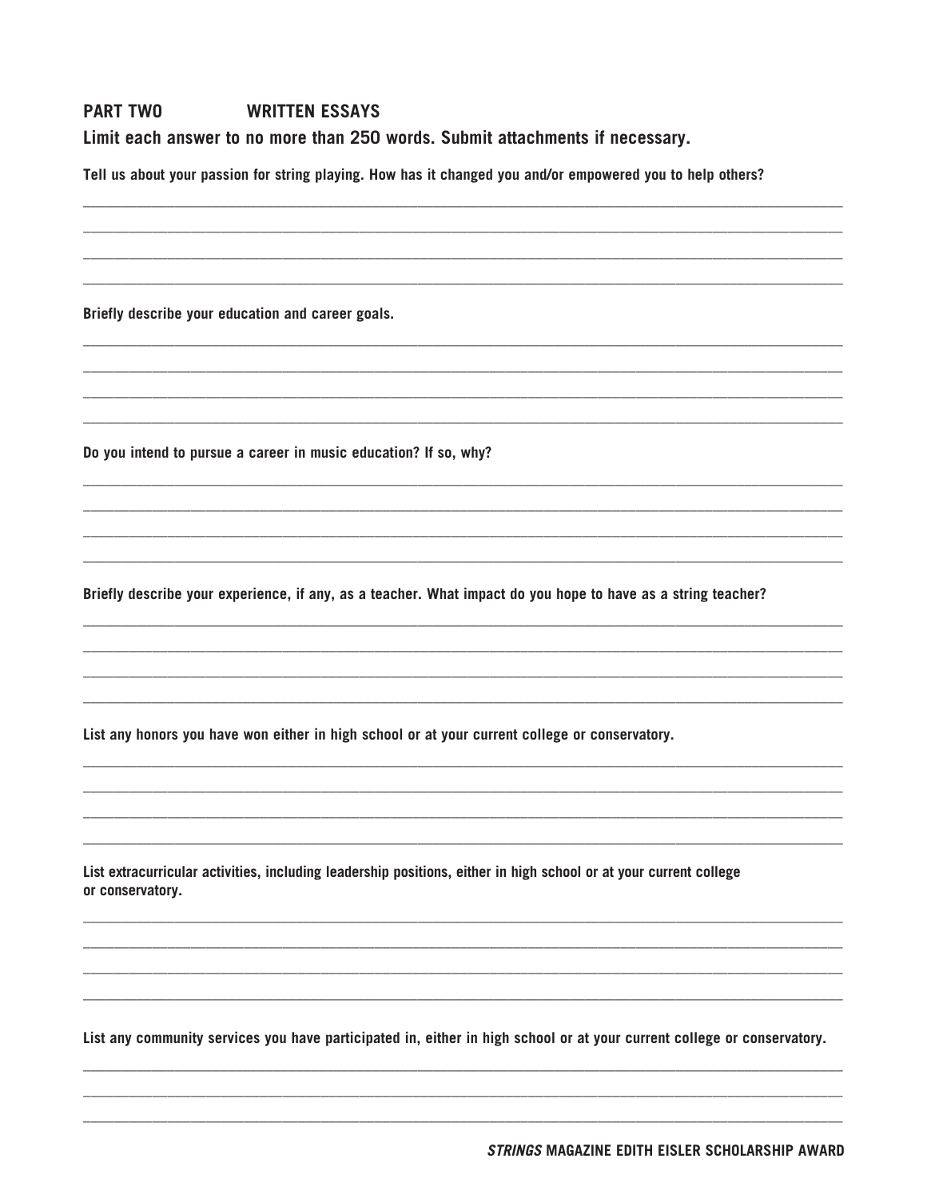## PART TWO WRITTEN ESSAYS

**Limit each answer to no more than 250 words. Submit attachments if necessary.**

**Tell us about your passion for string playing. How has it changed you and/or empowered you to help others?**

**Briefly describe your education and career goals.**

**Do you intend to pursue a career in music education? If so, why?**

**Briefly describe your experience, if any, as a teacher. What impact do you hope to have as a string teacher?**

**List any honors you have won either in high school or at your current college or conservatory.**

**List extracurricular activities, including leadership positions, either in high school or at your current college or conservatory.**

**List any community services you have participated in, either in high school or at your current college or conservatory.**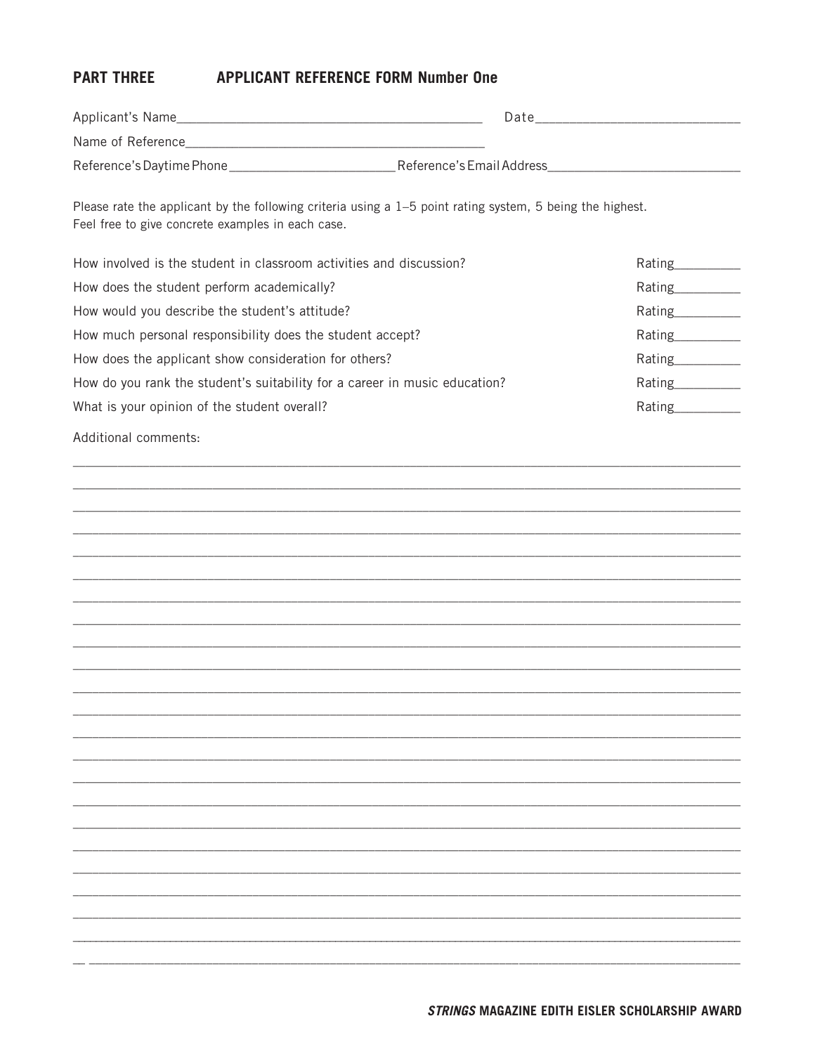## PART THREE APPLICANT REFERENCE FORM Number One

Applicant's Name_____________________________________________ Date_____________________________

Name of Reference_____________________________________________

Reference's Daytime Phone________________________ Reference's Email Address____________________________

Please rate the applicant by the following criteria using a 1–5 point rating system, 5 being the highest.
Feel free to give concrete examples in each case.

How involved is the student in classroom activities and discussion? Rating__________

How does the student perform academically? Rating__________

How would you describe the student's attitude? Rating__________

How much personal responsibility does the student accept? Rating__________

How does the applicant show consideration for others? Rating__________

How do you rank the student's suitability for a career in music education? Rating__________

What is your opinion of the student overall? Rating__________

Additional comments:

_____________________________________________________________________________________________

_____________________________________________________________________________________________

_____________________________________________________________________________________________

_____________________________________________________________________________________________

_____________________________________________________________________________________________

_____________________________________________________________________________________________

_____________________________________________________________________________________________

_____________________________________________________________________________________________

_____________________________________________________________________________________________

_____________________________________________________________________________________________

_____________________________________________________________________________________________

_____________________________________________________________________________________________

_____________________________________________________________________________________________

_____________________________________________________________________________________________

_____________________________________________________________________________________________

_____________________________________________________________________________________________

_____________________________________________________________________________________________

_____________________________________________________________________________________________

_____________________________________________________________________________________________

_____________________________________________________________________________________________

_____________________________________________________________________________________________

_____________________________________________________________________________________________

_____________________________________________________________________________________________

**_STRINGS_ MAGAZINE EDITH EISLER SCHOLARSHIP AWARD**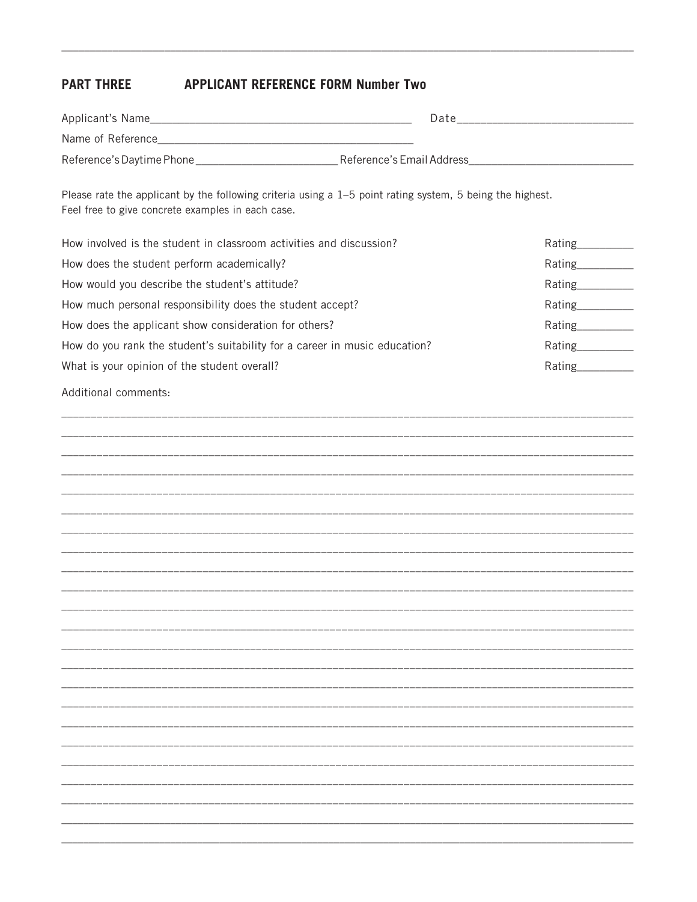## PART THREE APPLICANT REFERENCE FORM Number Two

Applicant's Name_____________________________________________ Date_____________________________

Name of Reference_____________________________________________

Reference's Daytime Phone________________________ Reference's Email Address____________________________

Please rate the applicant by the following criteria using a 1–5 point rating system, 5 being the highest.
Feel free to give concrete examples in each case.

How involved is the student in classroom activities and discussion? Rating__________

How does the student perform academically? Rating__________

How would you describe the student's attitude? Rating__________

How much personal responsibility does the student accept? Rating__________

How does the applicant show consideration for others? Rating__________

How do you rank the student's suitability for a career in music education? Rating__________

What is your opinion of the student overall? Rating__________

Additional comments:

_____________________________________________________________________________________________

_____________________________________________________________________________________________

_____________________________________________________________________________________________

_____________________________________________________________________________________________

_____________________________________________________________________________________________

_____________________________________________________________________________________________

_____________________________________________________________________________________________

_____________________________________________________________________________________________

_____________________________________________________________________________________________

_____________________________________________________________________________________________

_____________________________________________________________________________________________

_____________________________________________________________________________________________

_____________________________________________________________________________________________

_____________________________________________________________________________________________

_____________________________________________________________________________________________

_____________________________________________________________________________________________

_____________________________________________________________________________________________

_____________________________________________________________________________________________

_____________________________________________________________________________________________

_____________________________________________________________________________________________

_____________________________________________________________________________________________

_____________________________________________________________________________________________

_____________________________________________________________________________________________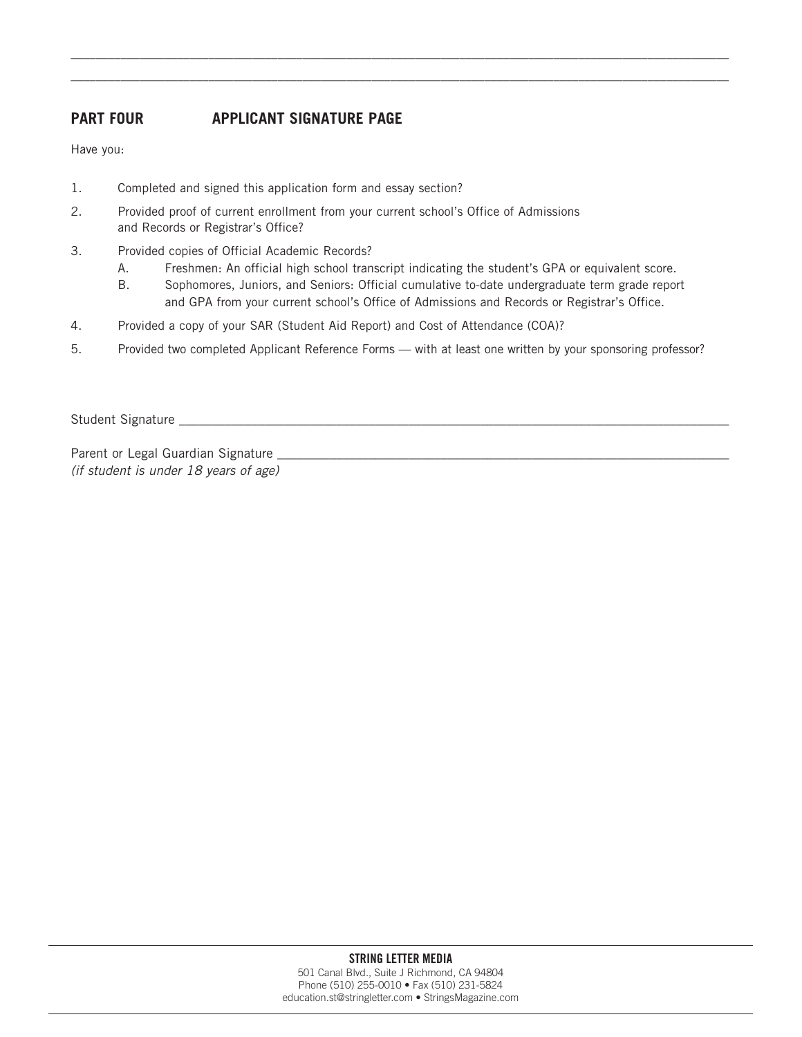______________________________________________________________________________________________

______________________________________________________________________________________________

## PART FOUR APPLICANT SIGNATURE PAGE

Have you:

1. Completed and signed this application form and essay section?
2. Provided proof of current enrollment from your current school's Office of Admissions and Records or Registrar's Office?
3. Provided copies of Official Academic Records?
   A. Freshmen: An official high school transcript indicating the student's GPA or equivalent score.
   B. Sophomores, Juniors, and Seniors: Official cumulative to-date undergraduate term grade report and GPA from your current school's Office of Admissions and Records or Registrar's Office.
4. Provided a copy of your SAR (Student Aid Report) and Cost of Attendance (COA)?
5. Provided two completed Applicant Reference Forms — with at least one written by your sponsoring professor?

Student Signature ______________________________________________________________________________

Parent or Legal Guardian Signature _______________________________________________________________
*(if student is under 18 years of age)*

**STRING LETTER MEDIA**
501 Canal Blvd., Suite J Richmond, CA 94804
Phone (510) 255-0010 • Fax (510) 231-5824
education.st@stringletter.com • StringsMagazine.com